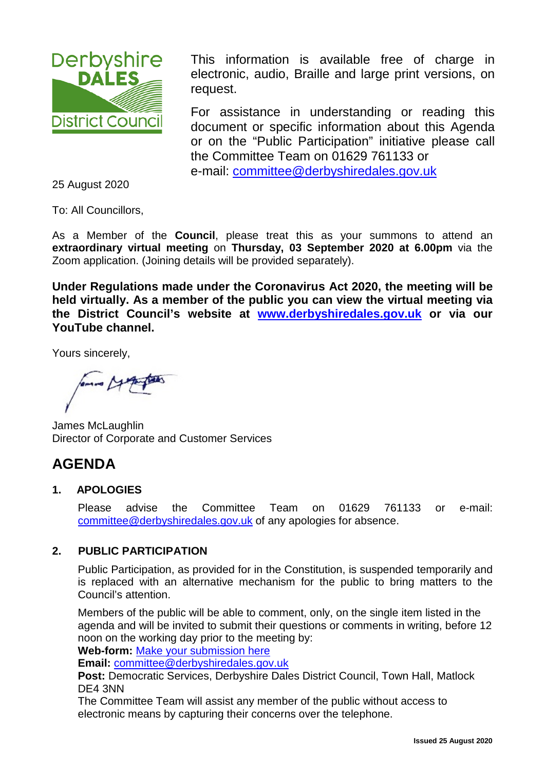Derbyshire DALES District Council

This information is available free of charge in electronic, audio, Braille and large print versions, on request.

For assistance in understanding or reading this document or specific information about this Agenda or on the "Public Participation" initiative please call the Committee Team on 01629 761133 or e-mail: committee@derbyshiredales.gov.uk

25 August 2020

To: All Councillors,

As a Member of the **Council**, please treat this as your summons to attend an **extraordinary virtual meeting** on **Thursday, 03 September 2020 at 6.00pm** via the Zoom application. (Joining details will be provided separately).

**Under Regulations made under the Coronavirus Act 2020, the meeting will be held virtually. As a member of the public you can view the virtual meeting via the District Council's website at www.derbyshiredales.gov.uk or via our YouTube channel.**

Yours sincerely,

James McLaughlin
Director of Corporate and Customer Services

# AGENDA

## 1. APOLOGIES

Please advise the Committee Team on 01629 761133 or e-mail: committee@derbyshiredales.gov.uk of any apologies for absence.

## 2. PUBLIC PARTICIPATION

Public Participation, as provided for in the Constitution, is suspended temporarily and is replaced with an alternative mechanism for the public to bring matters to the Council's attention.

Members of the public will be able to comment, only, on the single item listed in the agenda and will be invited to submit their questions or comments in writing, before 12 noon on the working day prior to the meeting by:

**Web-form:** Make your submission here
**Email:** committee@derbyshiredales.gov.uk
**Post:** Democratic Services, Derbyshire Dales District Council, Town Hall, Matlock DE4 3NN

The Committee Team will assist any member of the public without access to electronic means by capturing their concerns over the telephone.

**Issued 25 August 2020**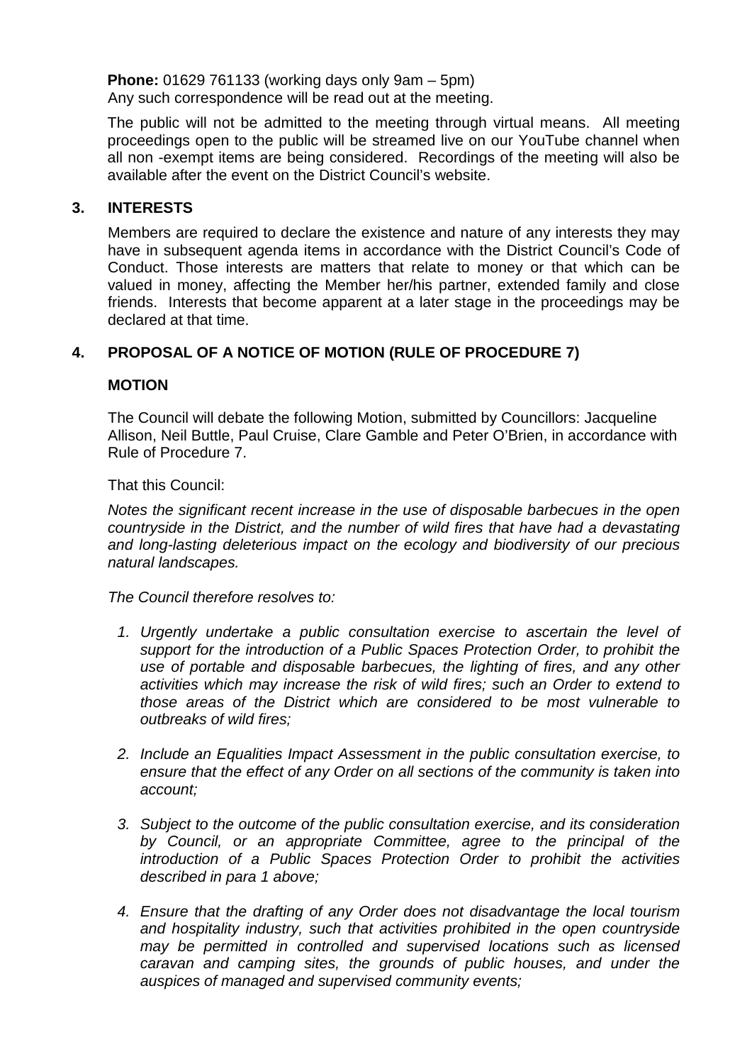**Phone:** 01629 761133 (working days only 9am – 5pm)
Any such correspondence will be read out at the meeting.

The public will not be admitted to the meeting through virtual means. All meeting proceedings open to the public will be streamed live on our YouTube channel when all non -exempt items are being considered. Recordings of the meeting will also be available after the event on the District Council's website.

## 3. INTERESTS

Members are required to declare the existence and nature of any interests they may have in subsequent agenda items in accordance with the District Council's Code of Conduct. Those interests are matters that relate to money or that which can be valued in money, affecting the Member her/his partner, extended family and close friends. Interests that become apparent at a later stage in the proceedings may be declared at that time.

## 4. PROPOSAL OF A NOTICE OF MOTION (RULE OF PROCEDURE 7)

### MOTION

The Council will debate the following Motion, submitted by Councillors: Jacqueline Allison, Neil Buttle, Paul Cruise, Clare Gamble and Peter O'Brien, in accordance with Rule of Procedure 7.

That this Council:

*Notes the significant recent increase in the use of disposable barbecues in the open countryside in the District, and the number of wild fires that have had a devastating and long-lasting deleterious impact on the ecology and biodiversity of our precious natural landscapes.*

*The Council therefore resolves to:*

1. *Urgently undertake a public consultation exercise to ascertain the level of support for the introduction of a Public Spaces Protection Order, to prohibit the use of portable and disposable barbecues, the lighting of fires, and any other activities which may increase the risk of wild fires; such an Order to extend to those areas of the District which are considered to be most vulnerable to outbreaks of wild fires;*

2. *Include an Equalities Impact Assessment in the public consultation exercise, to ensure that the effect of any Order on all sections of the community is taken into account;*

3. *Subject to the outcome of the public consultation exercise, and its consideration by Council, or an appropriate Committee, agree to the principal of the introduction of a Public Spaces Protection Order to prohibit the activities described in para 1 above;*

4. *Ensure that the drafting of any Order does not disadvantage the local tourism and hospitality industry, such that activities prohibited in the open countryside may be permitted in controlled and supervised locations such as licensed caravan and camping sites, the grounds of public houses, and under the auspices of managed and supervised community events;*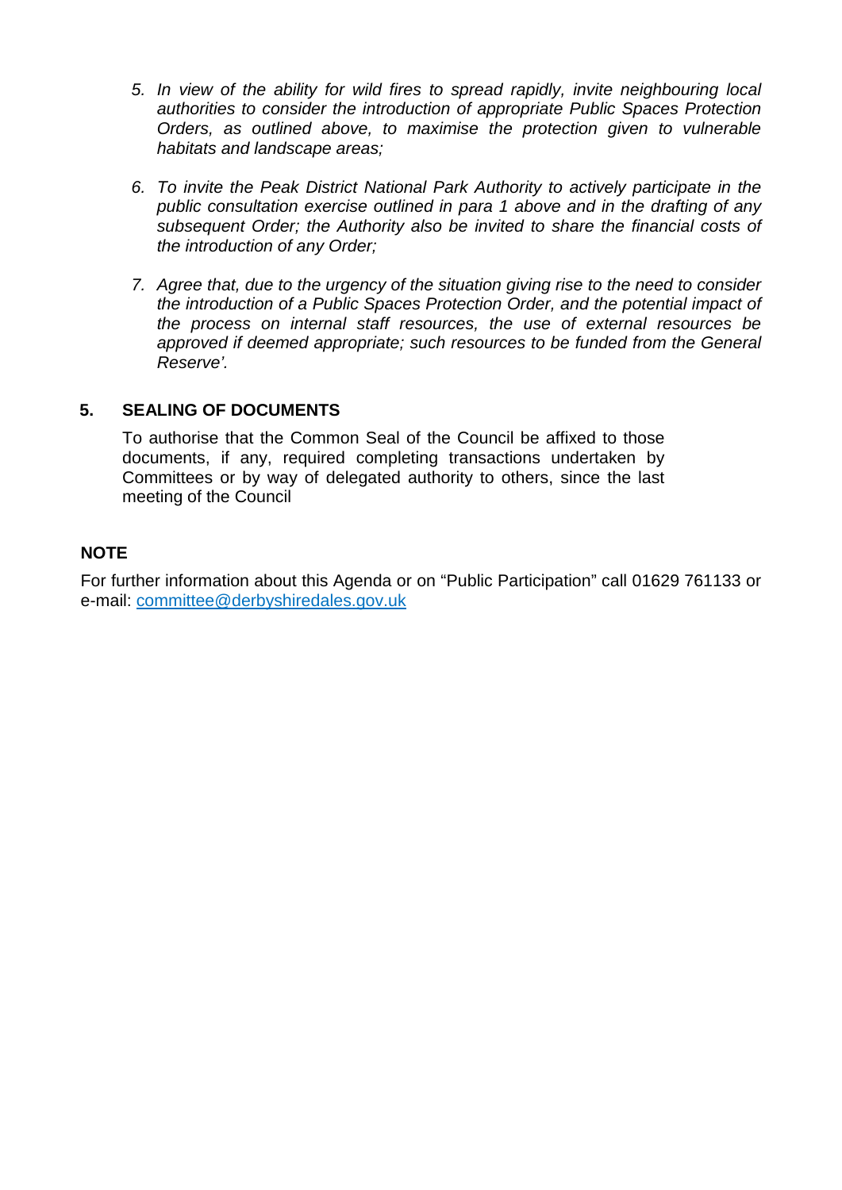5. *In view of the ability for wild fires to spread rapidly, invite neighbouring local authorities to consider the introduction of appropriate Public Spaces Protection Orders, as outlined above, to maximise the protection given to vulnerable habitats and landscape areas;*

6. *To invite the Peak District National Park Authority to actively participate in the public consultation exercise outlined in para 1 above and in the drafting of any subsequent Order; the Authority also be invited to share the financial costs of the introduction of any Order;*

7. *Agree that, due to the urgency of the situation giving rise to the need to consider the introduction of a Public Spaces Protection Order, and the potential impact of the process on internal staff resources, the use of external resources be approved if deemed appropriate; such resources to be funded from the General Reserve'.*

## 5. SEALING OF DOCUMENTS

To authorise that the Common Seal of the Council be affixed to those documents, if any, required completing transactions undertaken by Committees or by way of delegated authority to others, since the last meeting of the Council

## NOTE

For further information about this Agenda or on "Public Participation" call 01629 761133 or e-mail: committee@derbyshiredales.gov.uk